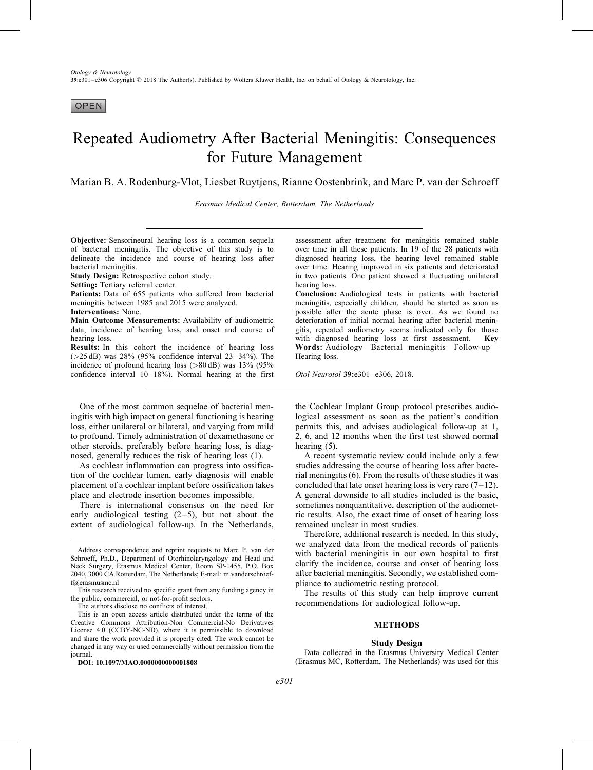OPEN

# Repeated Audiometry After Bacterial Meningitis: Consequences for Future Management

Marian B. A. Rodenburg-Vlot, Liesbet Ruytjens, Rianne Oostenbrink, and Marc P. van der Schroeff

*Erasmus Medical Center, Rotterdam, The Netherlands*

**Objective:** Sensorineural hearing loss is a common sequela of bacterial meningitis. The objective of this study is to delineate the incidence and course of hearing loss after bacterial meningitis.

**Study Design:** Retrospective cohort study.

**Setting:** Tertiary referral center.

**Patients:** Data of 655 patients who suffered from bacterial meningitis between 1985 and 2015 were analyzed.

**Interventions:** None.

**Main Outcome Measurements:** Availability of audiometric data, incidence of hearing loss, and onset and course of hearing loss.

**Results:** In this cohort the incidence of hearing loss (>25 dB) was 28% (95% confidence interval 23–34%). The incidence of profound hearing loss (>80 dB) was 13% (95% confidence interval 10–18%). Normal hearing at the first assessment after treatment for meningitis remained stable over time in all these patients. In 19 of the 28 patients with diagnosed hearing loss, the hearing level remained stable over time. Hearing improved in six patients and deteriorated in two patients. One patient showed a fluctuating unilateral hearing loss.

**Conclusion:** Audiological tests in patients with bacterial meningitis, especially children, should be started as soon as possible after the acute phase is over. As we found no deterioration of initial normal hearing after bacterial meningitis, repeated audiometry seems indicated only for those with diagnosed hearing loss at first assessment. **Key Words:** Audiology—Bacterial meningitis—Follow-up—Hearing loss.

*Otol Neurotol* **39:**e301–e306, 2018.

One of the most common sequelae of bacterial meningitis with high impact on general functioning is hearing loss, either unilateral or bilateral, and varying from mild to profound. Timely administration of dexamethasone or other steroids, preferably before hearing loss, is diagnosed, generally reduces the risk of hearing loss (1).

As cochlear inflammation can progress into ossification of the cochlear lumen, early diagnosis will enable placement of a cochlear implant before ossification takes place and electrode insertion becomes impossible.

There is international consensus on the need for early audiological testing (2–5), but not about the extent of audiological follow-up. In the Netherlands, the Cochlear Implant Group protocol prescribes audiological assessment as soon as the patient's condition permits this, and advises audiological follow-up at 1, 2, 6, and 12 months when the first test showed normal hearing (5).

A recent systematic review could include only a few studies addressing the course of hearing loss after bacterial meningitis (6). From the results of these studies it was concluded that late onset hearing loss is very rare (7–12). A general downside to all studies included is the basic, sometimes nonquantitative, description of the audiometric results. Also, the exact time of onset of hearing loss remained unclear in most studies.

Therefore, additional research is needed. In this study, we analyzed data from the medical records of patients with bacterial meningitis in our own hospital to first clarify the incidence, course and onset of hearing loss after bacterial meningitis. Secondly, we established compliance to audiometric testing protocol.

The results of this study can help improve current recommendations for audiological follow-up.

## METHODS

### Study Design

Data collected in the Erasmus University Medical Center (Erasmus MC, Rotterdam, The Netherlands) was used for this

---

Address correspondence and reprint requests to Marc P. van der Schroeff, Ph.D., Department of Otorhinolaryngology and Head and Neck Surgery, Erasmus Medical Center, Room SP-1455, P.O. Box 2040, 3000 CA Rotterdam, The Netherlands; E-mail: m.vanderschroeff@erasmusmc.nl

This research received no specific grant from any funding agency in the public, commercial, or not-for-profit sectors.

The authors disclose no conflicts of interest.

This is an open access article distributed under the terms of the Creative Commons Attribution-Non Commercial-No Derivatives License 4.0 (CCBY-NC-ND), where it is permissible to download and share the work provided it is properly cited. The work cannot be changed in any way or used commercially without permission from the journal.

**DOI: 10.1097/MAO.0000000000001808**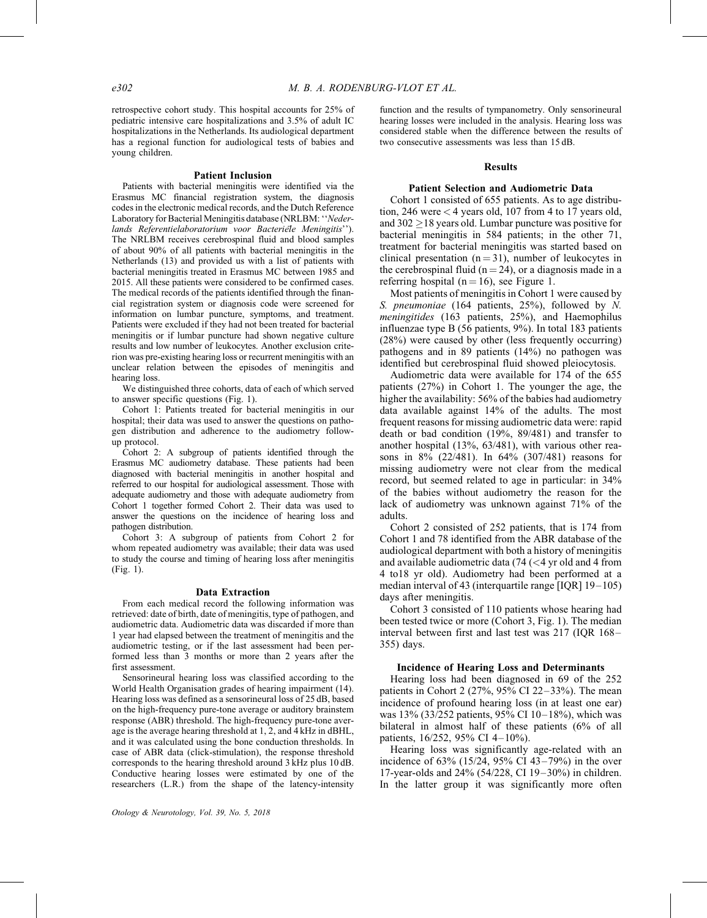retrospective cohort study. This hospital accounts for 25% of pediatric intensive care hospitalizations and 3.5% of adult IC hospitalizations in the Netherlands. Its audiological department has a regional function for audiological tests of babies and young children.

### Patient Inclusion

Patients with bacterial meningitis were identified via the Erasmus MC financial registration system, the diagnosis codes in the electronic medical records, and the Dutch Reference Laboratory for Bacterial Meningitis database (NRLBM: ''*Nederlands Referentielaboratorium voor Bacteriële Meningitis*''). The NRLBM receives cerebrospinal fluid and blood samples of about 90% of all patients with bacterial meningitis in the Netherlands (13) and provided us with a list of patients with bacterial meningitis treated in Erasmus MC between 1985 and 2015. All these patients were considered to be confirmed cases. The medical records of the patients identified through the financial registration system or diagnosis code were screened for information on lumbar puncture, symptoms, and treatment. Patients were excluded if they had not been treated for bacterial meningitis or if lumbar puncture had shown negative culture results and low number of leukocytes. Another exclusion criterion was pre-existing hearing loss or recurrent meningitis with an unclear relation between the episodes of meningitis and hearing loss.

We distinguished three cohorts, data of each of which served to answer specific questions (Fig. 1).

Cohort 1: Patients treated for bacterial meningitis in our hospital; their data was used to answer the questions on pathogen distribution and adherence to the audiometry follow-up protocol.

Cohort 2: A subgroup of patients identified through the Erasmus MC audiometry database. These patients had been diagnosed with bacterial meningitis in another hospital and referred to our hospital for audiological assessment. Those with adequate audiometry and those with adequate audiometry from Cohort 1 together formed Cohort 2. Their data was used to answer the questions on the incidence of hearing loss and pathogen distribution.

Cohort 3: A subgroup of patients from Cohort 2 for whom repeated audiometry was available; their data was used to study the course and timing of hearing loss after meningitis (Fig. 1).

### Data Extraction

From each medical record the following information was retrieved: date of birth, date of meningitis, type of pathogen, and audiometric data. Audiometric data was discarded if more than 1 year had elapsed between the treatment of meningitis and the audiometric testing, or if the last assessment had been performed less than 3 months or more than 2 years after the first assessment.

Sensorineural hearing loss was classified according to the World Health Organisation grades of hearing impairment (14). Hearing loss was defined as a sensorineural loss of 25 dB, based on the high-frequency pure-tone average or auditory brainstem response (ABR) threshold. The high-frequency pure-tone average is the average hearing threshold at 1, 2, and 4 kHz in dBHL, and it was calculated using the bone conduction thresholds. In case of ABR data (click-stimulation), the response threshold corresponds to the hearing threshold around 3 kHz plus 10 dB. Conductive hearing losses were estimated by one of the researchers (L.R.) from the shape of the latency-intensity function and the results of tympanometry. Only sensorineural hearing losses were included in the analysis. Hearing loss was considered stable when the difference between the results of two consecutive assessments was less than 15 dB.

## Results

### Patient Selection and Audiometric Data

Cohort 1 consisted of 655 patients. As to age distribution, 246 were < 4 years old, 107 from 4 to 17 years old, and 302 ≥18 years old. Lumbar puncture was positive for bacterial meningitis in 584 patients; in the other 71, treatment for bacterial meningitis was started based on clinical presentation (n = 31), number of leukocytes in the cerebrospinal fluid (n = 24), or a diagnosis made in a referring hospital (n = 16), see Figure 1.

Most patients of meningitis in Cohort 1 were caused by *S. pneumoniae* (164 patients, 25%), followed by *N. meningitides* (163 patients, 25%), and Haemophilus influenzae type B (56 patients, 9%). In total 183 patients (28%) were caused by other (less frequently occurring) pathogens and in 89 patients (14%) no pathogen was identified but cerebrospinal fluid showed pleiocytosis.

Audiometric data were available for 174 of the 655 patients (27%) in Cohort 1. The younger the age, the higher the availability: 56% of the babies had audiometry data available against 14% of the adults. The most frequent reasons for missing audiometric data were: rapid death or bad condition (19%, 89/481) and transfer to another hospital (13%, 63/481), with various other reasons in 8% (22/481). In 64% (307/481) reasons for missing audiometry were not clear from the medical record, but seemed related to age in particular: in 34% of the babies without audiometry the reason for the lack of audiometry was unknown against 71% of the adults.

Cohort 2 consisted of 252 patients, that is 174 from Cohort 1 and 78 identified from the ABR database of the audiological department with both a history of meningitis and available audiometric data (74 (<4 yr old and 4 from 4 to18 yr old). Audiometry had been performed at a median interval of 43 (interquartile range [IQR] 19–105) days after meningitis.

Cohort 3 consisted of 110 patients whose hearing had been tested twice or more (Cohort 3, Fig. 1). The median interval between first and last test was 217 (IQR 168–355) days.

### Incidence of Hearing Loss and Determinants

Hearing loss had been diagnosed in 69 of the 252 patients in Cohort 2 (27%, 95% CI 22–33%). The mean incidence of profound hearing loss (in at least one ear) was 13% (33/252 patients, 95% CI 10–18%), which was bilateral in almost half of these patients (6% of all patients, 16/252, 95% CI 4–10%).

Hearing loss was significantly age-related with an incidence of 63% (15/24, 95% CI 43–79%) in the over 17-year-olds and 24% (54/228, CI 19–30%) in children. In the latter group it was significantly more often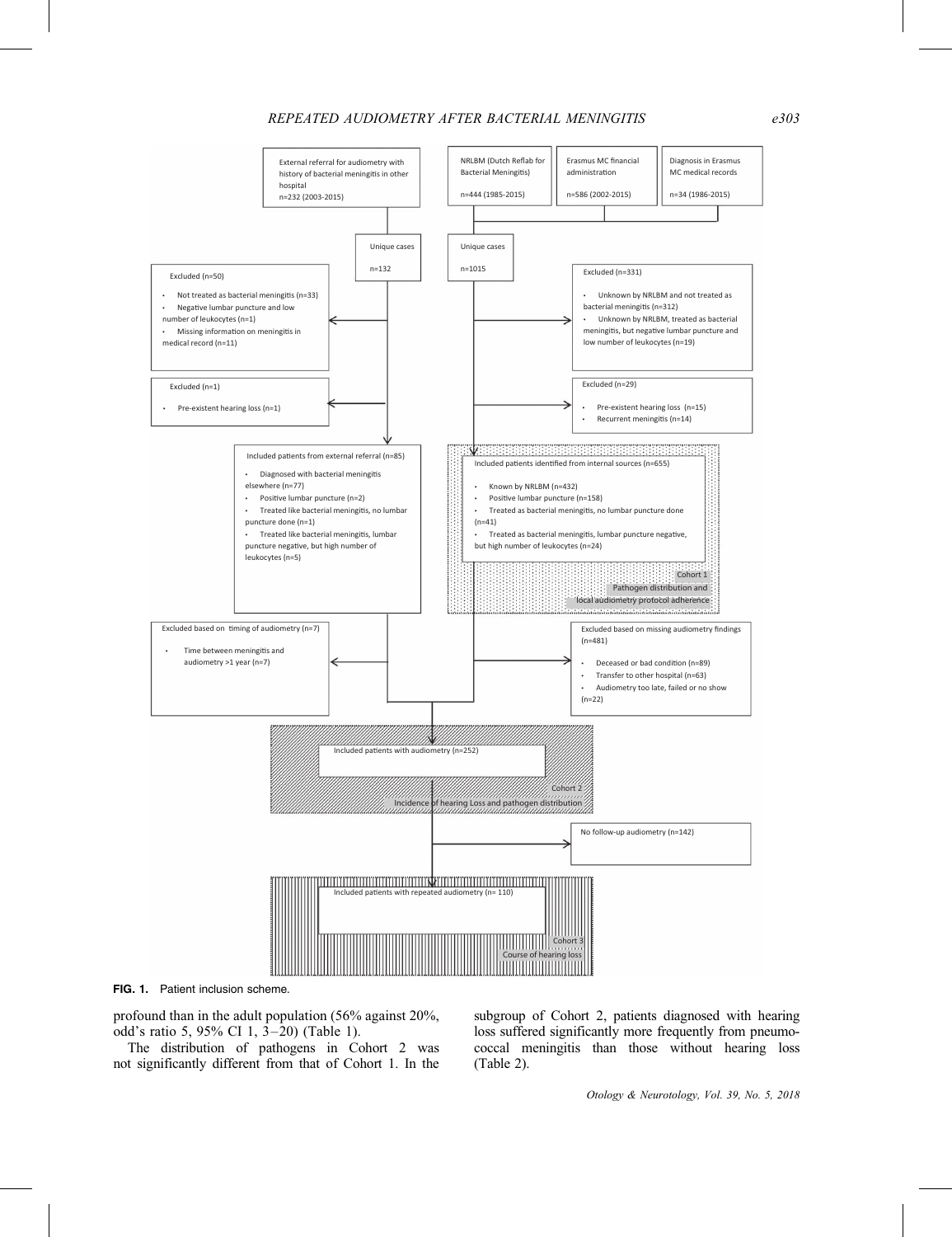External referral for audiometry with history of bacterial meningitis in other hospital
n=232 (2003-2015)

NRLBM (Dutch Reflab for Bacterial Meningitis)
n=444 (1985-2015)

Erasmus MC financial administration
n=586 (2002-2015)

Diagnosis in Erasmus MC medical records
n=34 (1986-2015)

Unique cases
n=132

Unique cases
n=1015

Excluded (n=50)

- Not treated as bacterial meningitis (n=33)
- Negative lumbar puncture and low number of leukocytes (n=1)
- Missing information on meningitis in medical record (n=11)

Excluded (n=331)

- Unknown by NRLBM and not treated as bacterial meningitis (n=312)
- Unknown by NRLBM, treated as bacterial meningitis, but negative lumbar puncture and low number of leukocytes (n=19)

Excluded (n=1)

- Pre-existent hearing loss (n=1)

Excluded (n=29)

- Pre-existent hearing loss (n=15)
- Recurrent meningitis (n=14)

Included patients from external referral (n=85)

- Diagnosed with bacterial meningitis elsewhere (n=77)
- Positive lumbar puncture (n=2)
- Treated like bacterial meningitis, no lumbar puncture done (n=1)
- Treated like bacterial meningitis, lumbar puncture negative, but high number of leukocytes (n=5)

Included patients identified from internal sources (n=655)

- Known by NRLBM (n=432)
- Positive lumbar puncture (n=158)
- Treated as bacterial meningitis, no lumbar puncture done (n=41)
- Treated as bacterial meningitis, lumbar puncture negative, but high number of leukocytes (n=24)

Cohort 1
Pathogen distribution and local audiometry protocol adherence

Excluded based on timing of audiometry (n=7)

- Time between meningitis and audiometry >1 year (n=7)

Excluded based on missing audiometry findings (n=481)

- Deceased or bad condition (n=89)
- Transfer to other hospital (n=63)
- Audiometry too late, failed or no show (n=22)

Included patients with audiometry (n=252)

Cohort 2
Incidence of hearing Loss and pathogen distribution

No follow-up audiometry (n=142)

Included patients with repeated audiometry (n= 110)

Cohort 3
Course of hearing loss

**FIG. 1.** Patient inclusion scheme.

profound than in the adult population (56% against 20%, odd's ratio 5, 95% CI 1, 3–20) (Table 1).

The distribution of pathogens in Cohort 2 was not significantly different from that of Cohort 1. In the subgroup of Cohort 2, patients diagnosed with hearing loss suffered significantly more frequently from pneumococcal meningitis than those without hearing loss (Table 2).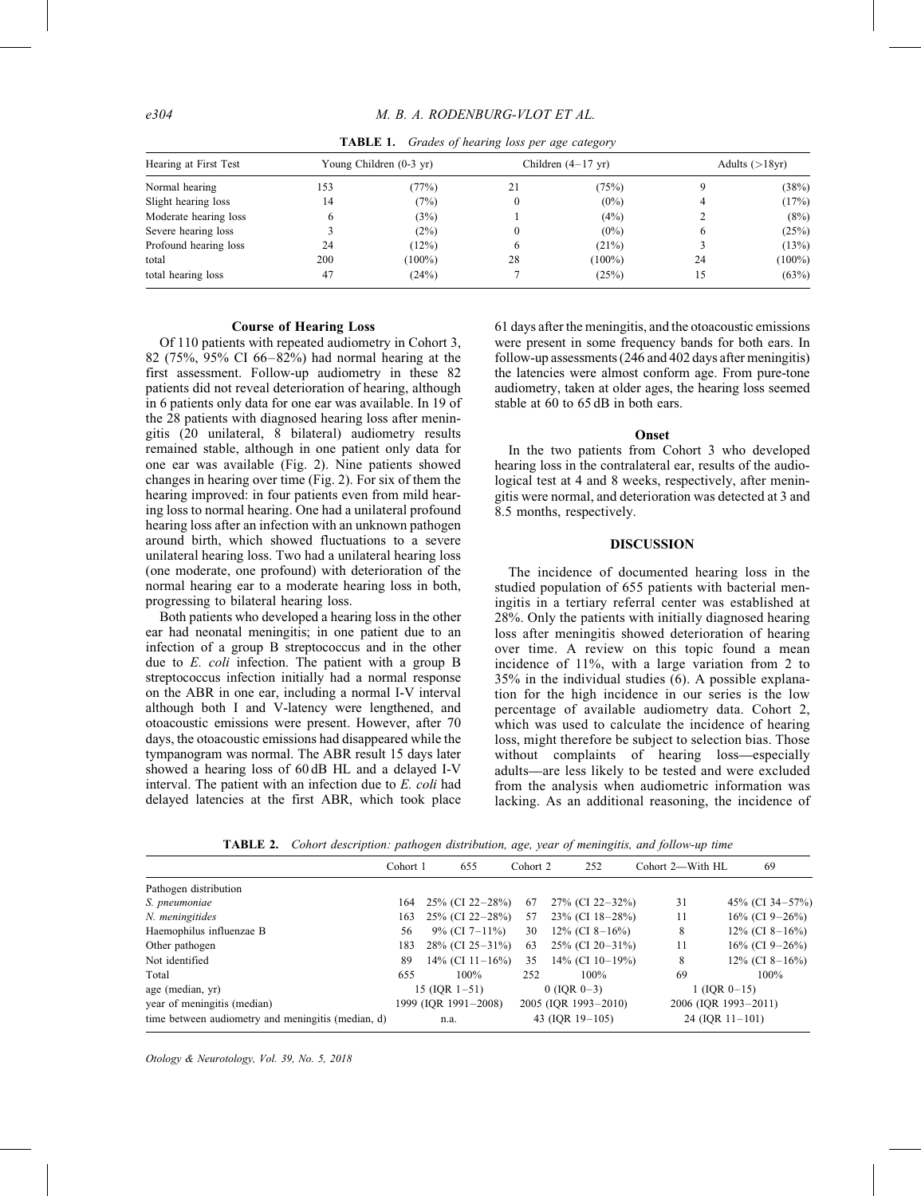**TABLE 1.** *Grades of hearing loss per age category*

| Hearing at First Test | Young Children (0-3 yr) | | Children (4–17 yr) | | Adults (>18yr) | |
|---|---|---|---|---|---|---|
| Normal hearing | 153 | (77%) | 21 | (75%) | 9 | (38%) |
| Slight hearing loss | 14 | (7%) | 0 | (0%) | 4 | (17%) |
| Moderate hearing loss | 6 | (3%) | 1 | (4%) | 2 | (8%) |
| Severe hearing loss | 3 | (2%) | 0 | (0%) | 6 | (25%) |
| Profound hearing loss | 24 | (12%) | 6 | (21%) | 3 | (13%) |
| total | 200 | (100%) | 28 | (100%) | 24 | (100%) |
| total hearing loss | 47 | (24%) | 7 | (25%) | 15 | (63%) |

### Course of Hearing Loss

Of 110 patients with repeated audiometry in Cohort 3, 82 (75%, 95% CI 66–82%) had normal hearing at the first assessment. Follow-up audiometry in these 82 patients did not reveal deterioration of hearing, although in 6 patients only data for one ear was available. In 19 of the 28 patients with diagnosed hearing loss after meningitis (20 unilateral, 8 bilateral) audiometry results remained stable, although in one patient only data for one ear was available (Fig. 2). Nine patients showed changes in hearing over time (Fig. 2). For six of them the hearing improved: in four patients even from mild hearing loss to normal hearing. One had a unilateral profound hearing loss after an infection with an unknown pathogen around birth, which showed fluctuations to a severe unilateral hearing loss. Two had a unilateral hearing loss (one moderate, one profound) with deterioration of the normal hearing ear to a moderate hearing loss in both, progressing to bilateral hearing loss.

Both patients who developed a hearing loss in the other ear had neonatal meningitis; in one patient due to an infection of a group B streptococcus and in the other due to *E. coli* infection. The patient with a group B streptococcus infection initially had a normal response on the ABR in one ear, including a normal I-V interval although both I and V-latency were lengthened, and otoacoustic emissions were present. However, after 70 days, the otoacoustic emissions had disappeared while the tympanogram was normal. The ABR result 15 days later showed a hearing loss of 60 dB HL and a delayed I-V interval. The patient with an infection due to *E. coli* had delayed latencies at the first ABR, which took place 61 days after the meningitis, and the otoacoustic emissions were present in some frequency bands for both ears. In follow-up assessments (246 and 402 days after meningitis) the latencies were almost conform age. From pure-tone audiometry, taken at older ages, the hearing loss seemed stable at 60 to 65 dB in both ears.

### Onset

In the two patients from Cohort 3 who developed hearing loss in the contralateral ear, results of the audiological test at 4 and 8 weeks, respectively, after meningitis were normal, and deterioration was detected at 3 and 8.5 months, respectively.

## DISCUSSION

The incidence of documented hearing loss in the studied population of 655 patients with bacterial meningitis in a tertiary referral center was established at 28%. Only the patients with initially diagnosed hearing loss after meningitis showed deterioration of hearing over time. A review on this topic found a mean incidence of 11%, with a large variation from 2 to 35% in the individual studies (6). A possible explanation for the high incidence in our series is the low percentage of available audiometry data. Cohort 2, which was used to calculate the incidence of hearing loss, might therefore be subject to selection bias. Those without complaints of hearing loss—especially adults—are less likely to be tested and were excluded from the analysis when audiometric information was lacking. As an additional reasoning, the incidence of

**TABLE 2.** *Cohort description: pathogen distribution, age, year of meningitis, and follow-up time*

| | Cohort 1 | 655 | Cohort 2 | 252 | Cohort 2—With HL | 69 |
|---|---|---|---|---|---|---|
| Pathogen distribution | | | | | | |
| *S. pneumoniae* | 164 | 25% (CI 22–28%) | 67 | 27% (CI 22–32%) | 31 | 45% (CI 34–57%) |
| *N. meningitides* | 163 | 25% (CI 22–28%) | 57 | 23% (CI 18–28%) | 11 | 16% (CI 9–26%) |
| Haemophilus influenzae B | 56 | 9% (CI 7–11%) | 30 | 12% (CI 8–16%) | 8 | 12% (CI 8–16%) |
| Other pathogen | 183 | 28% (CI 25–31%) | 63 | 25% (CI 20–31%) | 11 | 16% (CI 9–26%) |
| Not identified | 89 | 14% (CI 11–16%) | 35 | 14% (CI 10–19%) | 8 | 12% (CI 8–16%) |
| Total | 655 | 100% | 252 | 100% | 69 | 100% |
| age (median, yr) | 15 (IQR 1–51) | | 0 (IQR 0–3) | | 1 (IQR 0–15) | |
| year of meningitis (median) | 1999 (IQR 1991–2008) | | 2005 (IQR 1993–2010) | | 2006 (IQR 1993–2011) | |
| time between audiometry and meningitis (median, d) | n.a. | | 43 (IQR 19–105) | | 24 (IQR 11–101) | |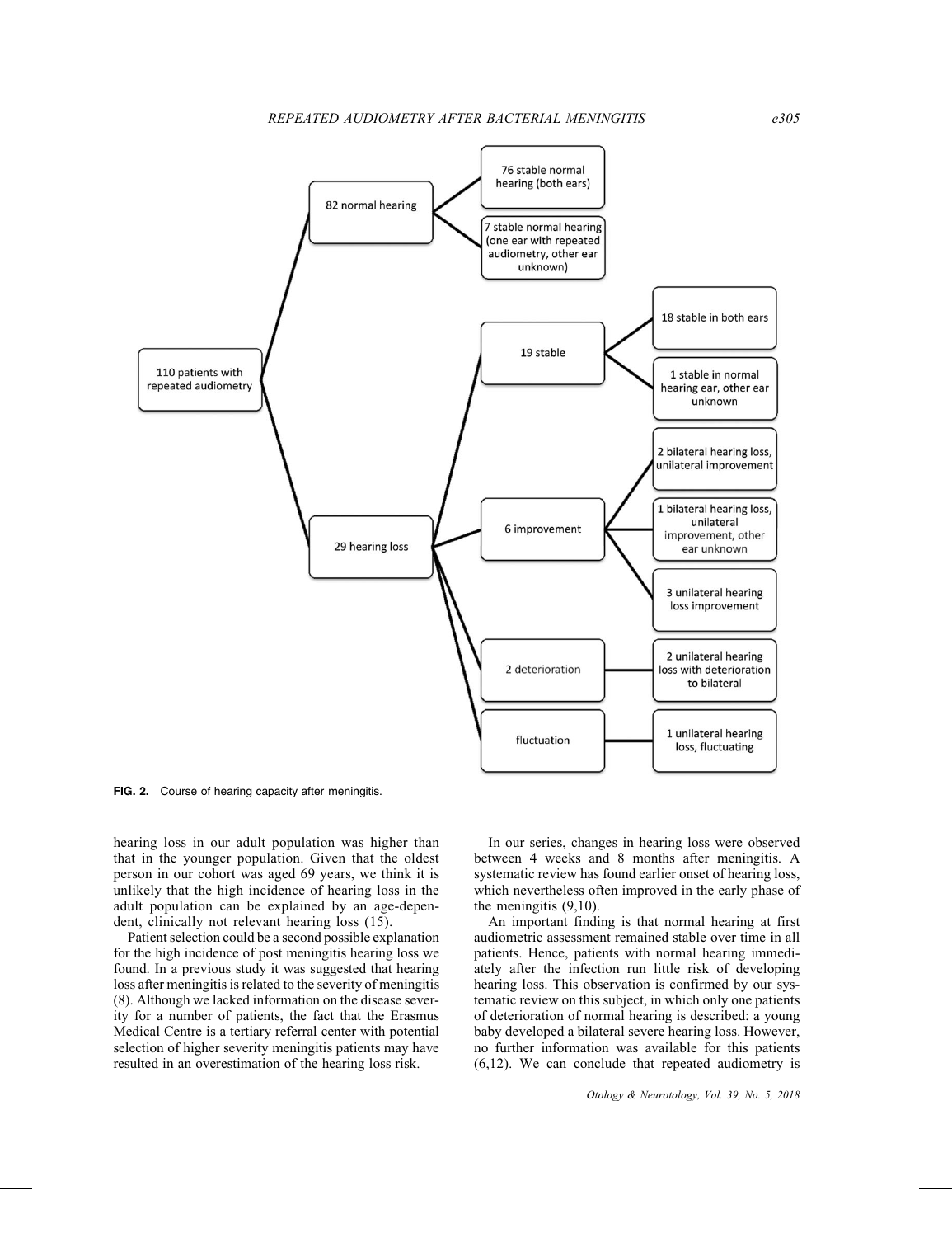FIG. 2. Course of hearing capacity after meningitis.

hearing loss in our adult population was higher than that in the younger population. Given that the oldest person in our cohort was aged 69 years, we think it is unlikely that the high incidence of hearing loss in the adult population can be explained by an age-dependent, clinically not relevant hearing loss (15).

Patient selection could be a second possible explanation for the high incidence of post meningitis hearing loss we found. In a previous study it was suggested that hearing loss after meningitis is related to the severity of meningitis (8). Although we lacked information on the disease severity for a number of patients, the fact that the Erasmus Medical Centre is a tertiary referral center with potential selection of higher severity meningitis patients may have resulted in an overestimation of the hearing loss risk.

In our series, changes in hearing loss were observed between 4 weeks and 8 months after meningitis. A systematic review has found earlier onset of hearing loss, which nevertheless often improved in the early phase of the meningitis (9,10).

An important finding is that normal hearing at first audiometric assessment remained stable over time in all patients. Hence, patients with normal hearing immediately after the infection run little risk of developing hearing loss. This observation is confirmed by our systematic review on this subject, in which only one patients of deterioration of normal hearing is described: a young baby developed a bilateral severe hearing loss. However, no further information was available for this patients (6,12). We can conclude that repeated audiometry is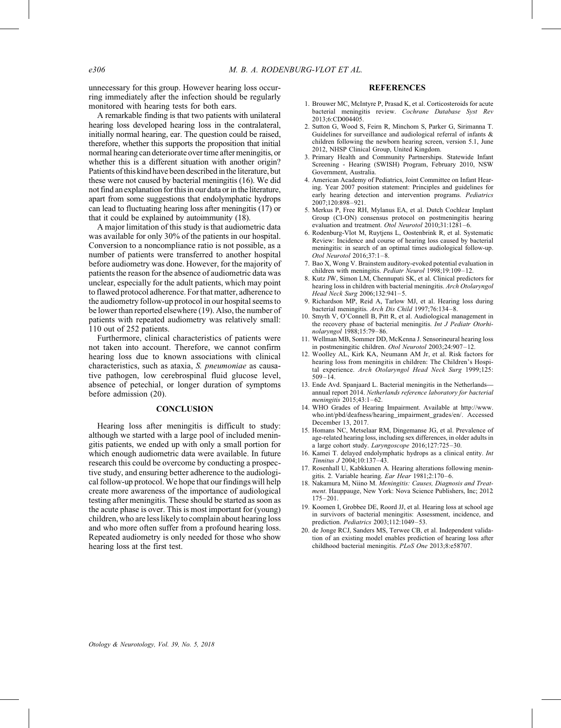unnecessary for this group. However hearing loss occurring immediately after the infection should be regularly monitored with hearing tests for both ears.

A remarkable finding is that two patients with unilateral hearing loss developed hearing loss in the contralateral, initially normal hearing, ear. The question could be raised, therefore, whether this supports the proposition that initial normal hearing can deteriorate over time after meningitis, or whether this is a different situation with another origin? Patients of this kind have been described in the literature, but these were not caused by bacterial meningitis (16). We did not find an explanation for this in our data or in the literature, apart from some suggestions that endolymphatic hydrops can lead to fluctuating hearing loss after meningitis (17) or that it could be explained by autoimmunity (18).

A major limitation of this study is that audiometric data was available for only 30% of the patients in our hospital. Conversion to a noncompliance ratio is not possible, as a number of patients were transferred to another hospital before audiometry was done. However, for the majority of patients the reason for the absence of audiometric data was unclear, especially for the adult patients, which may point to flawed protocol adherence. For that matter, adherence to the audiometry follow-up protocol in our hospital seems to be lower than reported elsewhere (19). Also, the number of patients with repeated audiometry was relatively small: 110 out of 252 patients.

Furthermore, clinical characteristics of patients were not taken into account. Therefore, we cannot confirm hearing loss due to known associations with clinical characteristics, such as ataxia, *S. pneumoniae* as causative pathogen, low cerebrospinal fluid glucose level, absence of petechial, or longer duration of symptoms before admission (20).

## CONCLUSION

Hearing loss after meningitis is difficult to study: although we started with a large pool of included meningitis patients, we ended up with only a small portion for which enough audiometric data were available. In future research this could be overcome by conducting a prospective study, and ensuring better adherence to the audiological follow-up protocol. We hope that our findings will help create more awareness of the importance of audiological testing after meningitis. These should be started as soon as the acute phase is over. This is most important for (young) children, who are less likely to complain about hearing loss and who more often suffer from a profound hearing loss. Repeated audiometry is only needed for those who show hearing loss at the first test.

## REFERENCES

1. Brouwer MC, McIntyre P, Prasad K, et al. Corticosteroids for acute bacterial meningitis review. *Cochrane Database Syst Rev* 2013;6:CD004405.
2. Sutton G, Wood S, Feirn R, Minchom S, Parker G, Sirimanna T. Guidelines for surveillance and audiological referral of infants & children following the newborn hearing screen, version 5.1, June 2012, NHSP Clinical Group, United Kingdom.
3. Primary Health and Community Partnerships. Statewide Infant Screening - Hearing (SWISH) Program, February 2010, NSW Government, Australia.
4. American Academy of Pediatrics, Joint Committee on Infant Hearing. Year 2007 position statement: Principles and guidelines for early hearing detection and intervention programs. *Pediatrics* 2007;120:898–921.
5. Merkus P, Free RH, Mylanus EA, et al. Dutch Cochlear Implant Group (CI-ON) consensus protocol on postmeningitis hearing evaluation and treatment. *Otol Neurotol* 2010;31:1281–6.
6. Rodenburg-Vlot M, Ruytjens L, Oostenbrink R, et al. Systematic Review: Incidence and course of hearing loss caused by bacterial meningitis: in search of an optimal times audiological follow-up. *Otol Neurotol* 2016;37:1–8.
7. Bao X, Wong V. Brainstem auditory-evoked potential evaluation in children with meningitis. *Pediatr Neurol* 1998;19:109–12.
8. Kutz JW, Simon LM, Chennupati SK, et al. Clinical predictors for hearing loss in children with bacterial meningitis. *Arch Otolaryngol Head Neck Surg* 2006;132:941–5.
9. Richardson MP, Reid A, Tarlow MJ, et al. Hearing loss during bacterial meningitis. *Arch Dis Child* 1997;76:134–8.
10. Smyth V, O'Connell B, Pitt R, et al. Audiological management in the recovery phase of bacterial meningitis. *Int J Pediatr Otorhinolaryngol* 1988;15:79–86.
11. Wellman MB, Sommer DD, McKenna J. Sensorineural hearing loss in postmeningitic children. *Otol Neurotol* 2003;24:907–12.
12. Woolley AL, Kirk KA, Neumann AM Jr, et al. Risk factors for hearing loss from meningitis in children: The Children's Hospital experience. *Arch Otolaryngol Head Neck Surg* 1999;125: 509–14.
13. Ende Avd. Spanjaard L. Bacterial meningitis in the Netherlands—annual report 2014. *Netherlands reference laboratory for bacterial meningitis* 2015;43:1–62.
14. WHO Grades of Hearing Impairment. Available at http://www.who.int/pbd/deafness/hearing_impairment_grades/en/. Accessed December 13, 2017.
15. Homans NC, Metselaar RM, Dingemanse JG, et al. Prevalence of age-related hearing loss, including sex differences, in older adults in a large cohort study. *Laryngoscope* 2016;127:725–30.
16. Kamei T. delayed endolymphatic hydrops as a clinical entity. *Int Tinnitus J* 2004;10:137–43.
17. Rosenhall U, Kabkkunen A. Hearing alterations following meningitis. 2. Variable hearing. *Ear Hear* 1981;2:170–6.
18. Nakamura M, Niino M. *Meningitis: Causes, Diagnosis and Treatment*. Hauppauge, New York: Nova Science Publishers, Inc; 2012 175–201.
19. Koomen I, Grobbee DE, Roord JJ, et al. Hearing loss at school age in survivors of bacterial meningitis: Assessment, incidence, and prediction. *Pediatrics* 2003;112:1049–53.
20. de Jonge RCJ, Sanders MS, Terwee CB, et al. Independent validation of an existing model enables prediction of hearing loss after childhood bacterial meningitis. *PLoS One* 2013;8:e58707.